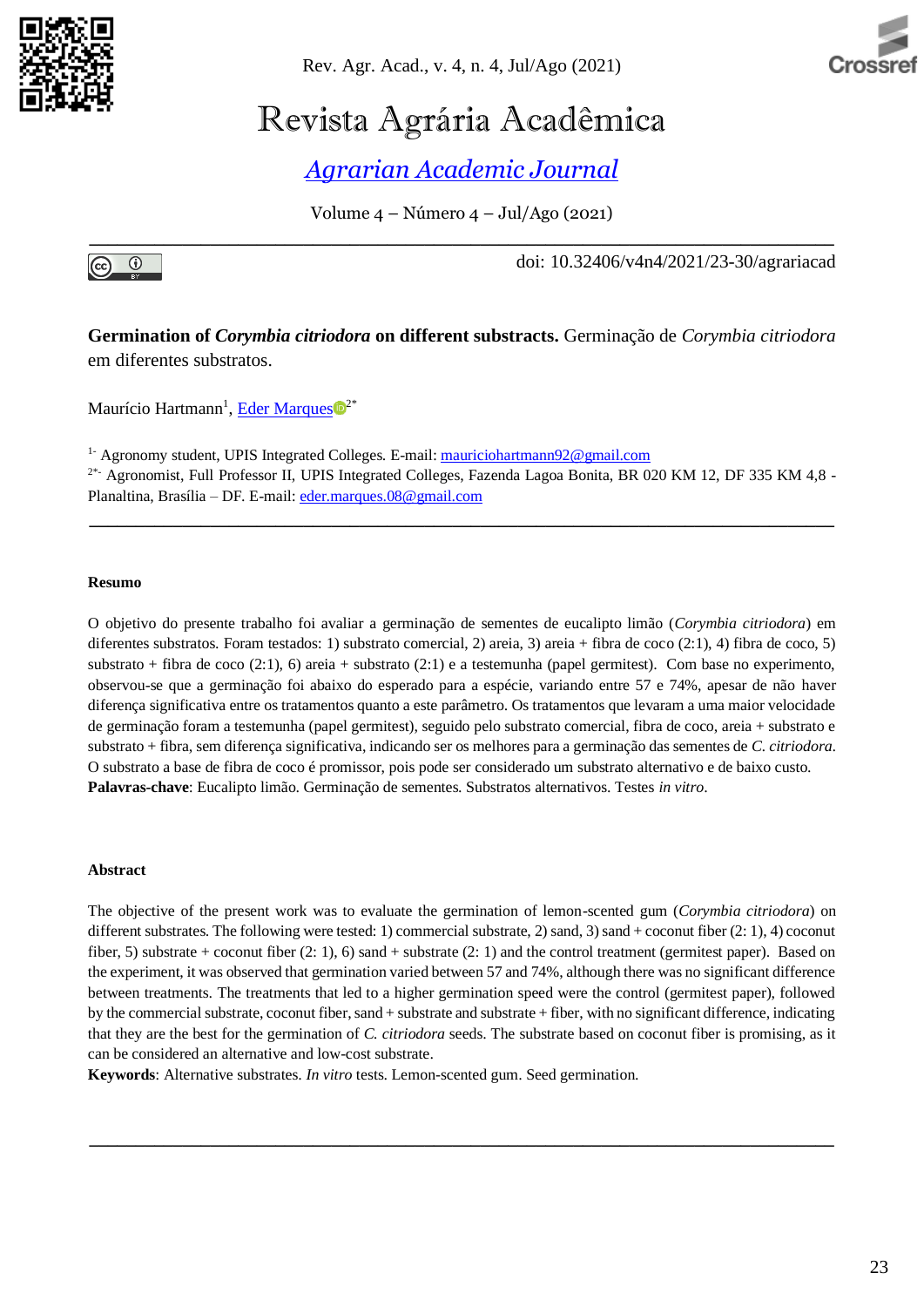Revista Agrária Acadêmica

*Agrarian Academic Journal*

Volume 4 – Número 4 – Jul/Ago (2021)

doi: 10.32406/v4n4/2021/23-30/agrariacad

**Germination of *Corymbia citriodora* on different substracts.** Germinação de *Corymbia citriodora* em diferentes substratos.

Maurício Hartmann[1], Eder Marques[2*]

[1-] Agronomy student, UPIS Integrated Colleges. E-mail: mauriciohartmann92@gmail.com
[2*-] Agronomist, Full Professor II, UPIS Integrated Colleges, Fazenda Lagoa Bonita, BR 020 KM 12, DF 335 KM 4,8 - Planaltina, Brasília – DF. E-mail: eder.marques.08@gmail.com

#### Resumo

O objetivo do presente trabalho foi avaliar a germinação de sementes de eucalipto limão (*Corymbia citriodora*) em diferentes substratos. Foram testados: 1) substrato comercial, 2) areia, 3) areia + fibra de coco (2:1), 4) fibra de coco, 5) substrato + fibra de coco (2:1), 6) areia + substrato (2:1) e a testemunha (papel germitest). Com base no experimento, observou-se que a germinação foi abaixo do esperado para a espécie, variando entre 57 e 74%, apesar de não haver diferença significativa entre os tratamentos quanto a este parâmetro. Os tratamentos que levaram a uma maior velocidade de germinação foram a testemunha (papel germitest), seguido pelo substrato comercial, fibra de coco, areia + substrato e substrato + fibra, sem diferença significativa, indicando ser os melhores para a germinação das sementes de *C. citriodora*. O substrato a base de fibra de coco é promissor, pois pode ser considerado um substrato alternativo e de baixo custo.
**Palavras-chave**: Eucalipto limão. Germinação de sementes. Substratos alternativos. Testes *in vitro*.

#### Abstract

The objective of the present work was to evaluate the germination of lemon-scented gum (*Corymbia citriodora*) on different substrates. The following were tested: 1) commercial substrate, 2) sand, 3) sand + coconut fiber (2: 1), 4) coconut fiber, 5) substrate + coconut fiber (2: 1), 6) sand + substrate (2: 1) and the control treatment (germitest paper). Based on the experiment, it was observed that germination varied between 57 and 74%, although there was no significant difference between treatments. The treatments that led to a higher germination speed were the control (germitest paper), followed by the commercial substrate, coconut fiber, sand + substrate and substrate + fiber, with no significant difference, indicating that they are the best for the germination of *C. citriodora* seeds. The substrate based on coconut fiber is promising, as it can be considered an alternative and low-cost substrate.
**Keywords**: Alternative substrates. *In vitro* tests. Lemon-scented gum. Seed germination.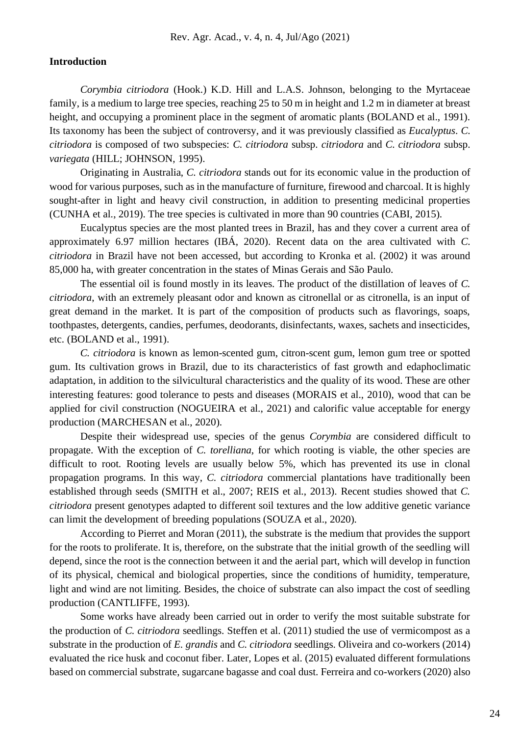## Introduction

*Corymbia citriodora* (Hook.) K.D. Hill and L.A.S. Johnson, belonging to the Myrtaceae family, is a medium to large tree species, reaching 25 to 50 m in height and 1.2 m in diameter at breast height, and occupying a prominent place in the segment of aromatic plants (BOLAND et al., 1991). Its taxonomy has been the subject of controversy, and it was previously classified as *Eucalyptus*. *C. citriodora* is composed of two subspecies: *C. citriodora* subsp. *citriodora* and *C. citriodora* subsp. *variegata* (HILL; JOHNSON, 1995).

Originating in Australia, *C. citriodora* stands out for its economic value in the production of wood for various purposes, such as in the manufacture of furniture, firewood and charcoal. It is highly sought-after in light and heavy civil construction, in addition to presenting medicinal properties (CUNHA et al., 2019). The tree species is cultivated in more than 90 countries (CABI, 2015).

Eucalyptus species are the most planted trees in Brazil, has and they cover a current area of approximately 6.97 million hectares (IBÁ, 2020). Recent data on the area cultivated with *C. citriodora* in Brazil have not been accessed, but according to Kronka et al. (2002) it was around 85,000 ha, with greater concentration in the states of Minas Gerais and São Paulo.

The essential oil is found mostly in its leaves. The product of the distillation of leaves of *C. citriodora*, with an extremely pleasant odor and known as citronellal or as citronella, is an input of great demand in the market. It is part of the composition of products such as flavorings, soaps, toothpastes, detergents, candies, perfumes, deodorants, disinfectants, waxes, sachets and insecticides, etc. (BOLAND et al., 1991).

*C. citriodora* is known as lemon-scented gum, citron-scent gum, lemon gum tree or spotted gum. Its cultivation grows in Brazil, due to its characteristics of fast growth and edaphoclimatic adaptation, in addition to the silvicultural characteristics and the quality of its wood. These are other interesting features: good tolerance to pests and diseases (MORAIS et al., 2010), wood that can be applied for civil construction (NOGUEIRA et al., 2021) and calorific value acceptable for energy production (MARCHESAN et al., 2020).

Despite their widespread use, species of the genus *Corymbia* are considered difficult to propagate. With the exception of *C. torelliana*, for which rooting is viable, the other species are difficult to root. Rooting levels are usually below 5%, which has prevented its use in clonal propagation programs. In this way, *C. citriodora* commercial plantations have traditionally been established through seeds (SMITH et al., 2007; REIS et al., 2013). Recent studies showed that *C. citriodora* present genotypes adapted to different soil textures and the low additive genetic variance can limit the development of breeding populations (SOUZA et al., 2020).

According to Pierret and Moran (2011), the substrate is the medium that provides the support for the roots to proliferate. It is, therefore, on the substrate that the initial growth of the seedling will depend, since the root is the connection between it and the aerial part, which will develop in function of its physical, chemical and biological properties, since the conditions of humidity, temperature, light and wind are not limiting. Besides, the choice of substrate can also impact the cost of seedling production (CANTLIFFE, 1993).

Some works have already been carried out in order to verify the most suitable substrate for the production of *C. citriodora* seedlings. Steffen et al. (2011) studied the use of vermicompost as a substrate in the production of *E. grandis* and *C. citriodora* seedlings. Oliveira and co-workers (2014) evaluated the rice husk and coconut fiber. Later, Lopes et al. (2015) evaluated different formulations based on commercial substrate, sugarcane bagasse and coal dust. Ferreira and co-workers (2020) also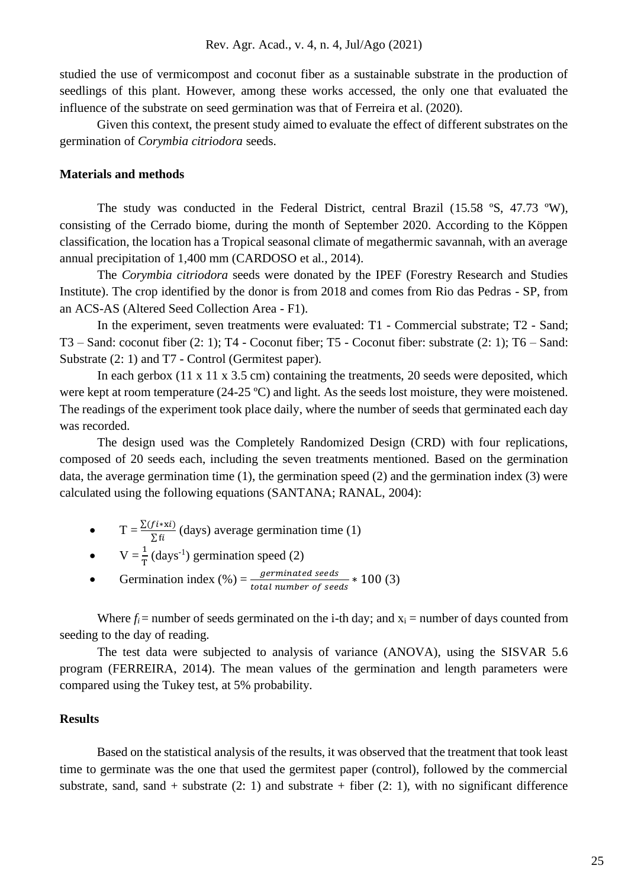studied the use of vermicompost and coconut fiber as a sustainable substrate in the production of seedlings of this plant. However, among these works accessed, the only one that evaluated the influence of the substrate on seed germination was that of Ferreira et al. (2020).

Given this context, the present study aimed to evaluate the effect of different substrates on the germination of *Corymbia citriodora* seeds.

## Materials and methods

The study was conducted in the Federal District, central Brazil (15.58 ºS, 47.73 ºW), consisting of the Cerrado biome, during the month of September 2020. According to the Köppen classification, the location has a Tropical seasonal climate of megathermic savannah, with an average annual precipitation of 1,400 mm (CARDOSO et al., 2014).

The *Corymbia citriodora* seeds were donated by the IPEF (Forestry Research and Studies Institute). The crop identified by the donor is from 2018 and comes from Rio das Pedras - SP, from an ACS-AS (Altered Seed Collection Area - F1).

In the experiment, seven treatments were evaluated: T1 - Commercial substrate; T2 - Sand; T3 – Sand: coconut fiber (2: 1); T4 - Coconut fiber; T5 - Coconut fiber: substrate (2: 1); T6 – Sand: Substrate (2: 1) and T7 - Control (Germitest paper).

In each gerbox (11 x 11 x 3.5 cm) containing the treatments, 20 seeds were deposited, which were kept at room temperature (24-25 ºC) and light. As the seeds lost moisture, they were moistened. The readings of the experiment took place daily, where the number of seeds that germinated each day was recorded.

The design used was the Completely Randomized Design (CRD) with four replications, composed of 20 seeds each, including the seven treatments mentioned. Based on the germination data, the average germination time (1), the germination speed (2) and the germination index (3) were calculated using the following equations (SANTANA; RANAL, 2004):

- $T = \frac{\sum(fi * xi)}{\sum fi}$ (days) average germination time (1)
- $V = \frac{1}{T}$ (days$^{-1}$) germination speed (2)
- Germination index (%) $= \frac{germinated\ seeds}{total\ number\ of\ seeds} * 100$ (3)

Where $f_i$ = number of seeds germinated on the i-th day; and $x_i$ = number of days counted from seeding to the day of reading.

The test data were subjected to analysis of variance (ANOVA), using the SISVAR 5.6 program (FERREIRA, 2014). The mean values of the germination and length parameters were compared using the Tukey test, at 5% probability.

## Results

Based on the statistical analysis of the results, it was observed that the treatment that took least time to germinate was the one that used the germitest paper (control), followed by the commercial substrate, sand, sand + substrate (2: 1) and substrate + fiber (2: 1), with no significant difference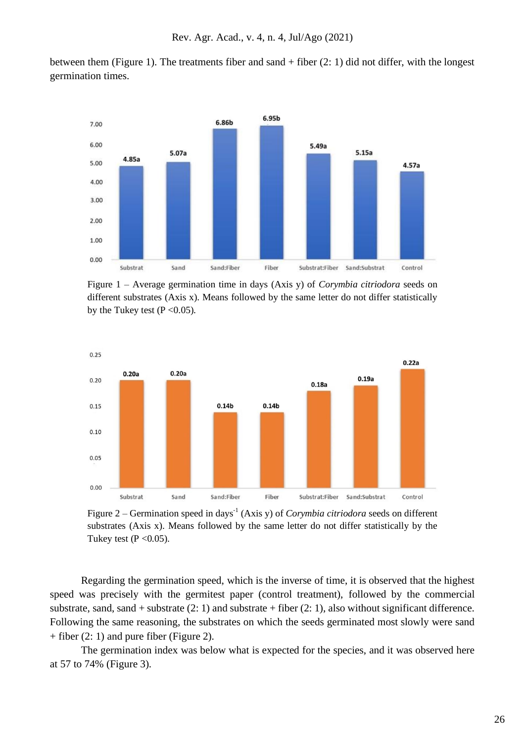between them (Figure 1). The treatments fiber and sand + fiber (2: 1) did not differ, with the longest germination times.

Figure 1 – Average germination time in days (Axis y) of *Corymbia citriodora* seeds on different substrates (Axis x). Means followed by the same letter do not differ statistically by the Tukey test (P <0.05).

Figure 2 – Germination speed in days$^{-1}$ (Axis y) of *Corymbia citriodora* seeds on different substrates (Axis x). Means followed by the same letter do not differ statistically by the Tukey test (P <0.05).

Regarding the germination speed, which is the inverse of time, it is observed that the highest speed was precisely with the germitest paper (control treatment), followed by the commercial substrate, sand, sand + substrate (2: 1) and substrate + fiber (2: 1), also without significant difference. Following the same reasoning, the substrates on which the seeds germinated most slowly were sand + fiber (2: 1) and pure fiber (Figure 2).

The germination index was below what is expected for the species, and it was observed here at 57 to 74% (Figure 3).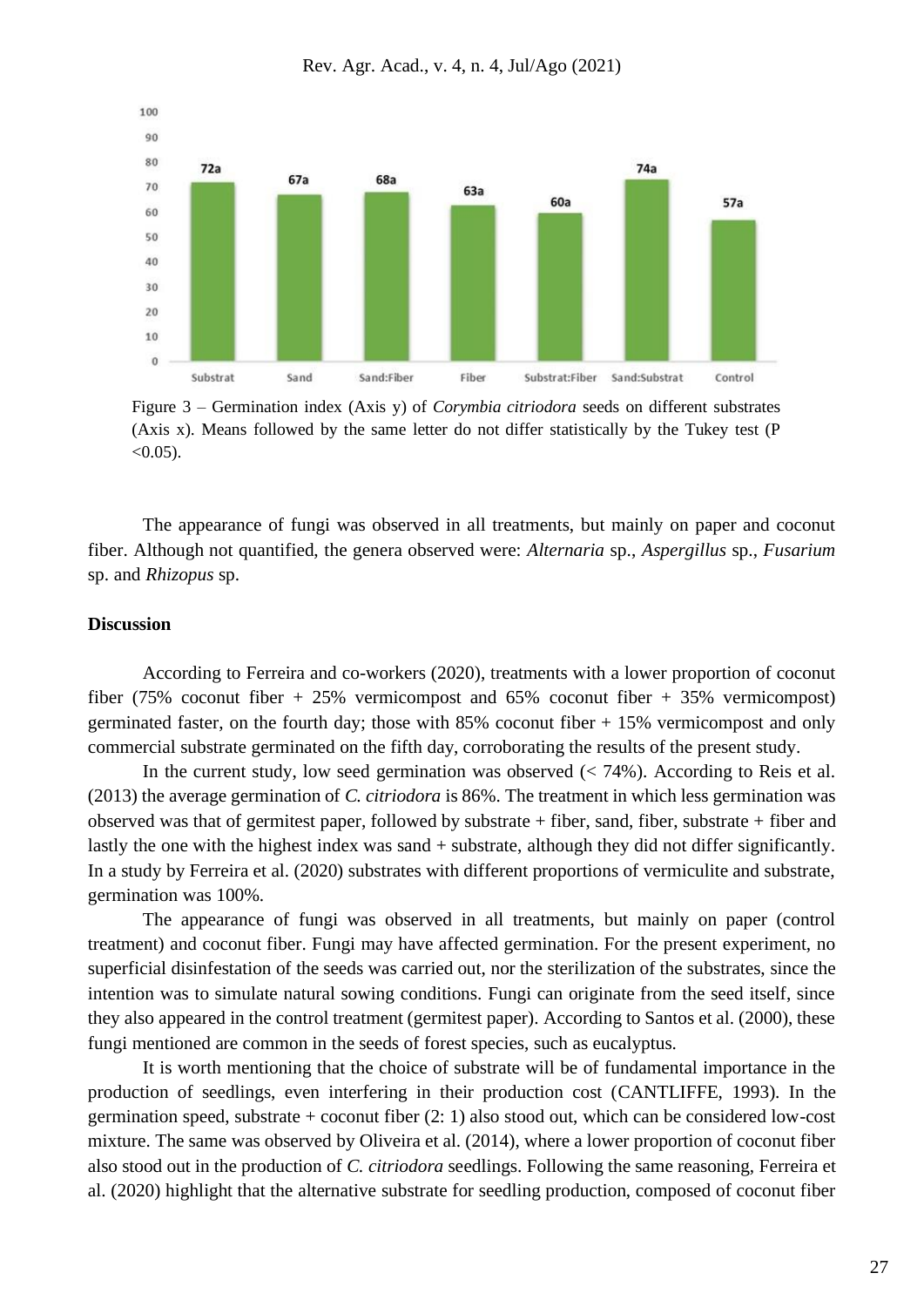Figure 3 – Germination index (Axis y) of *Corymbia citriodora* seeds on different substrates (Axis x). Means followed by the same letter do not differ statistically by the Tukey test (P <0.05).

The appearance of fungi was observed in all treatments, but mainly on paper and coconut fiber. Although not quantified, the genera observed were: *Alternaria* sp., *Aspergillus* sp., *Fusarium* sp. and *Rhizopus* sp.

**Discussion**

According to Ferreira and co-workers (2020), treatments with a lower proportion of coconut fiber (75% coconut fiber + 25% vermicompost and 65% coconut fiber + 35% vermicompost) germinated faster, on the fourth day; those with 85% coconut fiber + 15% vermicompost and only commercial substrate germinated on the fifth day, corroborating the results of the present study.

In the current study, low seed germination was observed (< 74%). According to Reis et al. (2013) the average germination of *C. citriodora* is 86%. The treatment in which less germination was observed was that of germitest paper, followed by substrate + fiber, sand, fiber, substrate + fiber and lastly the one with the highest index was sand + substrate, although they did not differ significantly. In a study by Ferreira et al. (2020) substrates with different proportions of vermiculite and substrate, germination was 100%.

The appearance of fungi was observed in all treatments, but mainly on paper (control treatment) and coconut fiber. Fungi may have affected germination. For the present experiment, no superficial disinfestation of the seeds was carried out, nor the sterilization of the substrates, since the intention was to simulate natural sowing conditions. Fungi can originate from the seed itself, since they also appeared in the control treatment (germitest paper). According to Santos et al. (2000), these fungi mentioned are common in the seeds of forest species, such as eucalyptus.

It is worth mentioning that the choice of substrate will be of fundamental importance in the production of seedlings, even interfering in their production cost (CANTLIFFE, 1993). In the germination speed, substrate + coconut fiber (2: 1) also stood out, which can be considered low-cost mixture. The same was observed by Oliveira et al. (2014), where a lower proportion of coconut fiber also stood out in the production of *C. citriodora* seedlings. Following the same reasoning, Ferreira et al. (2020) highlight that the alternative substrate for seedling production, composed of coconut fiber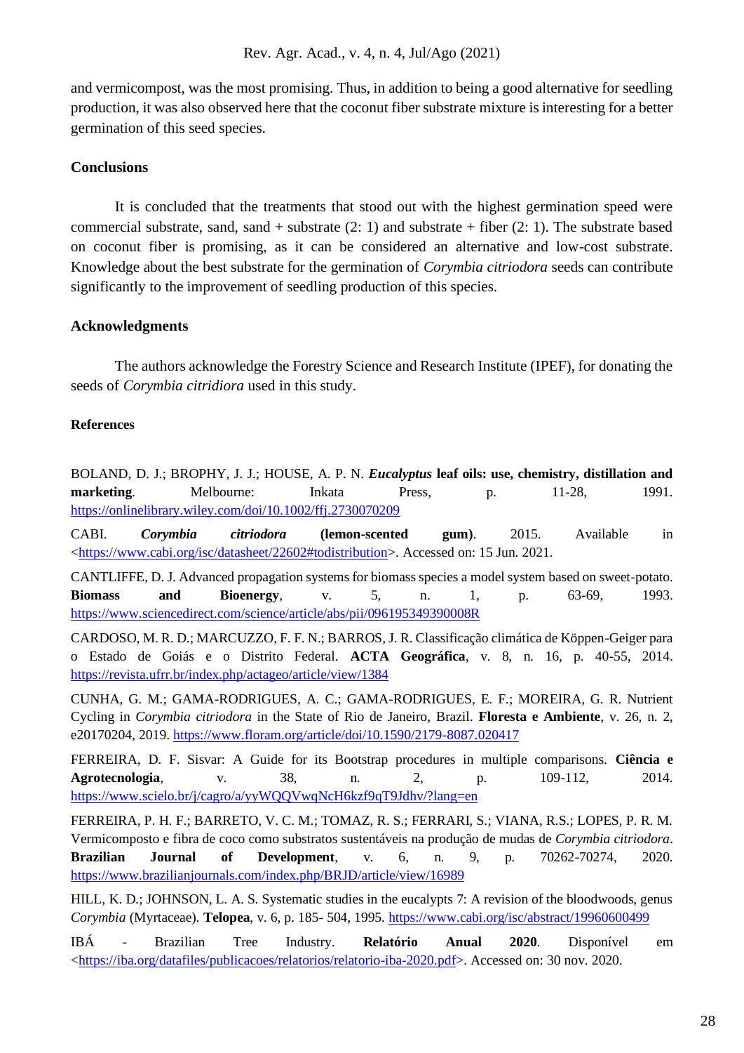and vermicompost, was the most promising. Thus, in addition to being a good alternative for seedling production, it was also observed here that the coconut fiber substrate mixture is interesting for a better germination of this seed species.

## Conclusions

It is concluded that the treatments that stood out with the highest germination speed were commercial substrate, sand, sand + substrate (2: 1) and substrate + fiber (2: 1). The substrate based on coconut fiber is promising, as it can be considered an alternative and low-cost substrate. Knowledge about the best substrate for the germination of *Corymbia citriodora* seeds can contribute significantly to the improvement of seedling production of this species.

## Acknowledgments

The authors acknowledge the Forestry Science and Research Institute (IPEF), for donating the seeds of *Corymbia citridiora* used in this study.

## References

BOLAND, D. J.; BROPHY, J. J.; HOUSE, A. P. N. ***Eucalyptus*** **leaf oils: use, chemistry, distillation and marketing**. Melbourne: Inkata Press, p. 11-28, 1991. https://onlinelibrary.wiley.com/doi/10.1002/ffj.2730070209

CABI. ***Corymbia citriodora*** **(lemon-scented gum)**. 2015. Available in <https://www.cabi.org/isc/datasheet/22602#todistribution>. Accessed on: 15 Jun. 2021.

CANTLIFFE, D. J. Advanced propagation systems for biomass species a model system based on sweet-potato. **Biomass and Bioenergy**, v. 5, n. 1, p. 63-69, 1993. https://www.sciencedirect.com/science/article/abs/pii/096195349390008R

CARDOSO, M. R. D.; MARCUZZO, F. F. N.; BARROS, J. R. Classificação climática de Köppen-Geiger para o Estado de Goiás e o Distrito Federal. **ACTA Geográfica**, v. 8, n. 16, p. 40-55, 2014. https://revista.ufrr.br/index.php/actageo/article/view/1384

CUNHA, G. M.; GAMA-RODRIGUES, A. C.; GAMA-RODRIGUES, E. F.; MOREIRA, G. R. Nutrient Cycling in *Corymbia citriodora* in the State of Rio de Janeiro, Brazil. **Floresta e Ambiente**, v. 26, n. 2, e20170204, 2019. https://www.floram.org/article/doi/10.1590/2179-8087.020417

FERREIRA, D. F. Sisvar: A Guide for its Bootstrap procedures in multiple comparisons. **Ciência e Agrotecnologia**, v. 38, n. 2, p. 109-112, 2014. https://www.scielo.br/j/cagro/a/yyWQQVwqNcH6kzf9qT9Jdhv/?lang=en

FERREIRA, P. H. F.; BARRETO, V. C. M.; TOMAZ, R. S.; FERRARI, S.; VIANA, R.S.; LOPES, P. R. M. Vermicomposto e fibra de coco como substratos sustentáveis na produção de mudas de *Corymbia citriodora*. **Brazilian Journal of Development**, v. 6, n. 9, p. 70262-70274, 2020. https://www.brazilianjournals.com/index.php/BRJD/article/view/16989

HILL, K. D.; JOHNSON, L. A. S. Systematic studies in the eucalypts 7: A revision of the bloodwoods, genus *Corymbia* (Myrtaceae). **Telopea**, v. 6, p. 185- 504, 1995. https://www.cabi.org/isc/abstract/19960600499

IBÁ - Brazilian Tree Industry. **Relatório Anual 2020**. Disponível em <https://iba.org/datafiles/publicacoes/relatorios/relatorio-iba-2020.pdf>. Accessed on: 30 nov. 2020.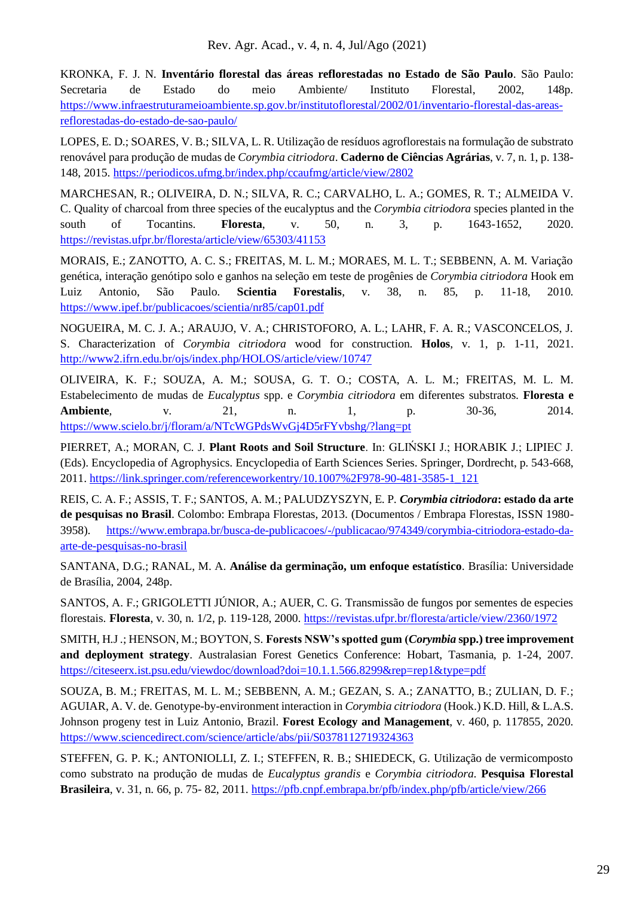KRONKA, F. J. N. **Inventário florestal das áreas reflorestadas no Estado de São Paulo**. São Paulo: Secretaria de Estado do meio Ambiente/ Instituto Florestal, 2002, 148p. https://www.infraestruturameioambiente.sp.gov.br/institutoflorestal/2002/01/inventario-florestal-das-areas-reflorestadas-do-estado-de-sao-paulo/

LOPES, E. D.; SOARES, V. B.; SILVA, L. R. Utilização de resíduos agroflorestais na formulação de substrato renovável para produção de mudas de *Corymbia citriodora*. **Caderno de Ciências Agrárias**, v. 7, n. 1, p. 138-148, 2015. https://periodicos.ufmg.br/index.php/ccaufmg/article/view/2802

MARCHESAN, R.; OLIVEIRA, D. N.; SILVA, R. C.; CARVALHO, L. A.; GOMES, R. T.; ALMEIDA V. C. Quality of charcoal from three species of the eucalyptus and the *Corymbia citriodora* species planted in the south of Tocantins. **Floresta**, v. 50, n. 3, p. 1643-1652, 2020. https://revistas.ufpr.br/floresta/article/view/65303/41153

MORAIS, E.; ZANOTTO, A. C. S.; FREITAS, M. L. M.; MORAES, M. L. T.; SEBBENN, A. M. Variação genética, interação genótipo solo e ganhos na seleção em teste de progênies de *Corymbia citriodora* Hook em Luiz Antonio, São Paulo. **Scientia Forestalis**, v. 38, n. 85, p. 11-18, 2010. https://www.ipef.br/publicacoes/scientia/nr85/cap01.pdf

NOGUEIRA, M. C. J. A.; ARAUJO, V. A.; CHRISTOFORO, A. L.; LAHR, F. A. R.; VASCONCELOS, J. S. Characterization of *Corymbia citriodora* wood for construction. **Holos**, v. 1, p. 1-11, 2021. http://www2.ifrn.edu.br/ojs/index.php/HOLOS/article/view/10747

OLIVEIRA, K. F.; SOUZA, A. M.; SOUSA, G. T. O.; COSTA, A. L. M.; FREITAS, M. L. M. Estabelecimento de mudas de *Eucalyptus* spp. e *Corymbia citriodora* em diferentes substratos. **Floresta e Ambiente**, v. 21, n. 1, p. 30-36, 2014. https://www.scielo.br/j/floram/a/NTcWGPdsWvGj4D5rFYvbshg/?lang=pt

PIERRET, A.; MORAN, C. J. **Plant Roots and Soil Structure**. In: GLIŃSKI J.; HORABIK J.; LIPIEC J. (Eds). Encyclopedia of Agrophysics. Encyclopedia of Earth Sciences Series. Springer, Dordrecht, p. 543-668, 2011. https://link.springer.com/referenceworkentry/10.1007%2F978-90-481-3585-1_121

REIS, C. A. F.; ASSIS, T. F.; SANTOS, A. M.; PALUDZYSZYN, E. P. ***Corymbia citriodora*: estado da arte de pesquisas no Brasil**. Colombo: Embrapa Florestas, 2013. (Documentos / Embrapa Florestas, ISSN 1980-3958). https://www.embrapa.br/busca-de-publicacoes/-/publicacao/974349/corymbia-citriodora-estado-da-arte-de-pesquisas-no-brasil

SANTANA, D.G.; RANAL, M. A. **Análise da germinação, um enfoque estatístico**. Brasília: Universidade de Brasília, 2004, 248p.

SANTOS, A. F.; GRIGOLETTI JÚNIOR, A.; AUER, C. G. Transmissão de fungos por sementes de especies florestais. **Floresta**, v. 30, n. 1/2, p. 119-128, 2000. https://revistas.ufpr.br/floresta/article/view/2360/1972

SMITH, H.J .; HENSON, M.; BOYTON, S. **Forests NSW's spotted gum (*Corymbia* spp.) tree improvement and deployment strategy**. Australasian Forest Genetics Conference: Hobart, Tasmania, p. 1-24, 2007. https://citeseerx.ist.psu.edu/viewdoc/download?doi=10.1.1.566.8299&rep=rep1&type=pdf

SOUZA, B. M.; FREITAS, M. L. M.; SEBBENN, A. M.; GEZAN, S. A.; ZANATTO, B.; ZULIAN, D. F.; AGUIAR, A. V. de. Genotype-by-environment interaction in *Corymbia citriodora* (Hook.) K.D. Hill, & L.A.S. Johnson progeny test in Luiz Antonio, Brazil. **Forest Ecology and Management**, v. 460, p. 117855, 2020. https://www.sciencedirect.com/science/article/abs/pii/S0378112719324363

STEFFEN, G. P. K.; ANTONIOLLI, Z. I.; STEFFEN, R. B.; SHIEDECK, G. Utilização de vermicomposto como substrato na produção de mudas de *Eucalyptus grandis* e *Corymbia citriodora*. **Pesquisa Florestal Brasileira**, v. 31, n. 66, p. 75- 82, 2011. https://pfb.cnpf.embrapa.br/pfb/index.php/pfb/article/view/266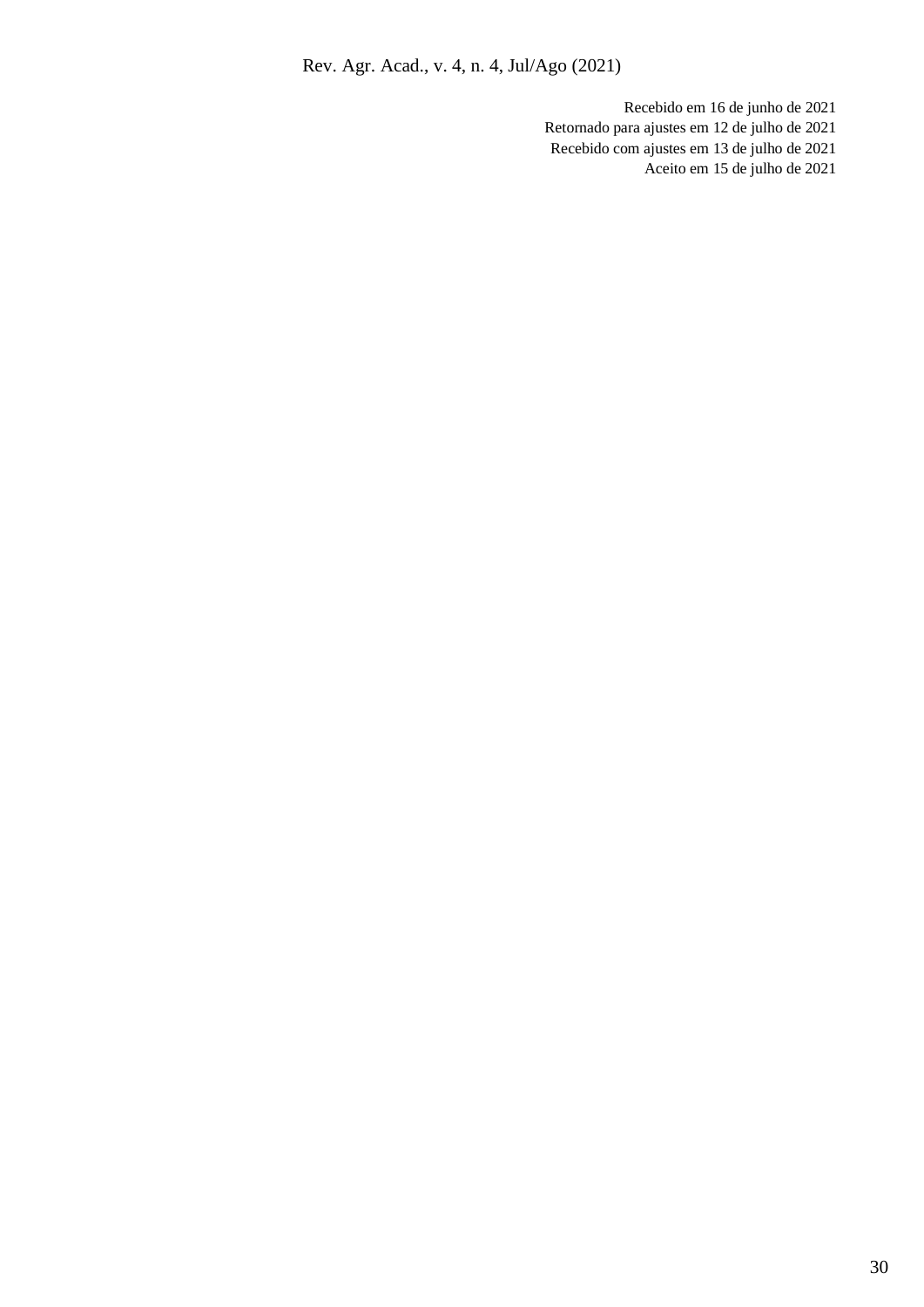Recebido em 16 de junho de 2021
Retornado para ajustes em 12 de julho de 2021
Recebido com ajustes em 13 de julho de 2021
Aceito em 15 de julho de 2021